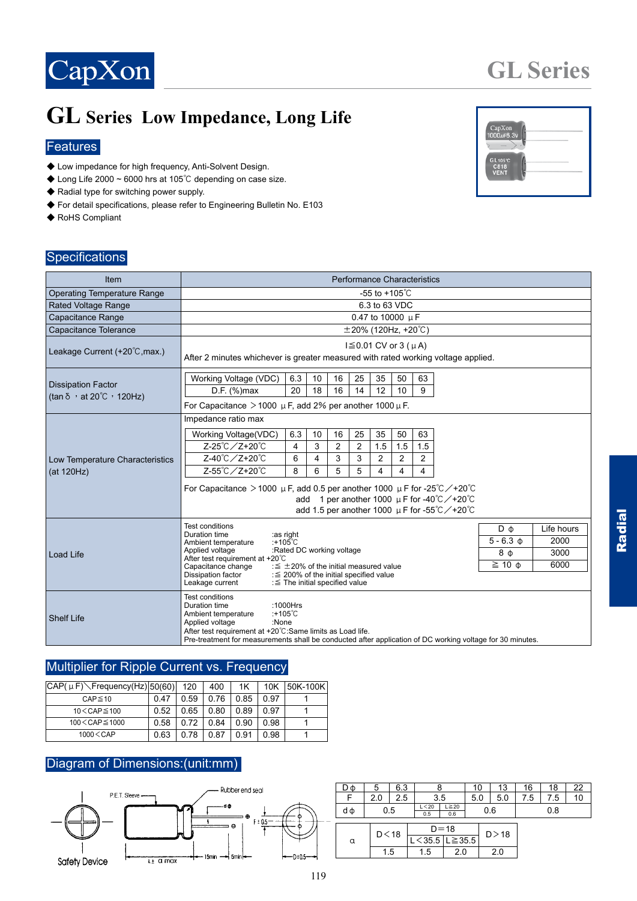# GL Series Low Impedance, Long Life

## Features

- ◆ Low impedance for high frequency, Anti-Solvent Design.
- ◆ Long Life 2000 ~ 6000 hrs at 105℃ depending on case size.
- ◆ Radial type for switching power supply.
- ◆ For detail specifications, please refer to Engineering Bulletin No. E103
- ◆ RoHS Compliant

## Specifications

| Item | Performance Characteristics |
|---|---|
| Operating Temperature Range | -55 to +105℃ |
| Rated Voltage Range | 6.3 to 63 VDC |
| Capacitance Range | 0.47 to 10000 μF |
| Capacitance Tolerance | ±20% (120Hz, +20℃) |
| Leakage Current (+20℃,max.) | I≦0.01 CV or 3 (μA)<br>After 2 minutes whichever is greater measured with rated working voltage applied. |
| Dissipation Factor (tanδ, at 20℃, 120Hz) | See table below. For Capacitance ＞1000 μF, add 2% per another 1000 μF. |
| Low Temperature Characteristics (at 120Hz) | Impedance ratio max (see table below). For Capacitance ＞1000 μF, add 0.5 per another 1000 μF for -25℃／+20℃; add 1 per another 1000 μF for -40℃／+20℃; add 1.5 per another 1000 μF for -55℃／+20℃ |
| Load Life | Test conditions<br>Duration time :as right<br>Ambient temperature :+105℃<br>Applied voltage :Rated DC working voltage<br>After test requirement at +20℃<br>Capacitance change :≦ ±20% of the initial measured value<br>Dissipation factor :≦ 200% of the initial specified value<br>Leakage current :≦ The initial specified value |
| Shelf Life | Test conditions<br>Duration time :1000Hrs<br>Ambient temperature :+105℃<br>Applied voltage :None<br>After test requirement at +20℃:Same limits as Load life.<br>Pre-treatment for measurements shall be conducted after application of DC working voltage for 30 minutes. |

Dissipation Factor:

| Working Voltage (VDC) | 6.3 | 10 | 16 | 25 | 35 | 50 | 63 |
|---|---|---|---|---|---|---|---|
| D.F. (%)max | 20 | 18 | 16 | 14 | 12 | 10 | 9 |

Low Temperature Characteristics (Impedance ratio max):

| Working Voltage(VDC) | 6.3 | 10 | 16 | 25 | 35 | 50 | 63 |
|---|---|---|---|---|---|---|---|
| Z-25℃／Z+20℃ | 4 | 3 | 2 | 2 | 1.5 | 1.5 | 1.5 |
| Z-40℃／Z+20℃ | 6 | 4 | 3 | 3 | 2 | 2 | 2 |
| Z-55℃／Z+20℃ | 8 | 6 | 5 | 5 | 4 | 4 | 4 |

Load Life hours:

| D φ | Life hours |
|---|---|
| 5 - 6.3 φ | 2000 |
| 8 φ | 3000 |
| ≧ 10 φ | 6000 |

## Multiplier for Ripple Current vs. Frequency

| CAP(μF)＼Frequency(Hz) | 50(60) | 120 | 400 | 1K | 10K | 50K-100K |
|---|---|---|---|---|---|---|
| CAP≦10 | 0.47 | 0.59 | 0.76 | 0.85 | 0.97 | 1 |
| 10＜CAP≦100 | 0.52 | 0.65 | 0.80 | 0.89 | 0.97 | 1 |
| 100＜CAP≦1000 | 0.58 | 0.72 | 0.84 | 0.90 | 0.98 | 1 |
| 1000＜CAP | 0.63 | 0.78 | 0.87 | 0.91 | 0.98 | 1 |

## Diagram of Dimensions:(unit:mm)

P.E.T. Sleeve · Rubber end seal · Safety Device · L± α max · 15min · 5min · F±0.5 · D±0.5 · dφ

| Dφ | 5 | 6.3 | 8 | | 10 | 13 | 16 | 18 | 22 |
|---|---|---|---|---|---|---|---|---|---|
| F | 2.0 | 2.5 | 3.5 | | 5.0 | 5.0 | 7.5 | 7.5 | 10 |
| dφ | 0.5 | | L＜20: 0.5 | L≧20: 0.6 | 0.6 | | | 0.8 | |

| α | D＜18 | D=18 L＜35.5 | D=18 L≧35.5 | D＞18 |
|---|---|---|---|---|
| | 1.5 | 1.5 | 2.0 | 2.0 |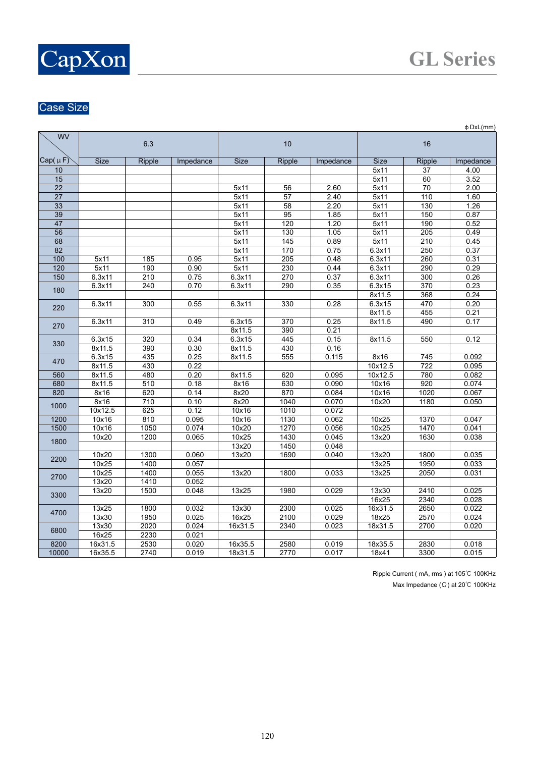# CapXon

# GL Series

## Case Size

ϕ DxL(mm)

| WV / Cap(μF) | 6.3 | | | 10 | | | 16 | | |
|---|---|---|---|---|---|---|---|---|---|
| | Size | Ripple | Impedance | Size | Ripple | Impedance | Size | Ripple | Impedance |
| 10 | | | | | | | 5x11 | 37 | 4.00 |
| 15 | | | | | | | 5x11 | 60 | 3.52 |
| 22 | | | | 5x11 | 56 | 2.60 | 5x11 | 70 | 2.00 |
| 27 | | | | 5x11 | 57 | 2.40 | 5x11 | 110 | 1.60 |
| 33 | | | | 5x11 | 58 | 2.20 | 5x11 | 130 | 1.26 |
| 39 | | | | 5x11 | 95 | 1.85 | 5x11 | 150 | 0.87 |
| 47 | | | | 5x11 | 120 | 1.20 | 5x11 | 190 | 0.52 |
| 56 | | | | 5x11 | 130 | 1.05 | 5x11 | 205 | 0.49 |
| 68 | | | | 5x11 | 145 | 0.89 | 5x11 | 210 | 0.45 |
| 82 | | | | 5x11 | 170 | 0.75 | 6.3x11 | 250 | 0.37 |
| 100 | 5x11 | 185 | 0.95 | 5x11 | 205 | 0.48 | 6.3x11 | 260 | 0.31 |
| 120 | 5x11 | 190 | 0.90 | 5x11 | 230 | 0.44 | 6.3x11 | 290 | 0.29 |
| 150 | 6.3x11 | 210 | 0.75 | 6.3x11 | 270 | 0.37 | 6.3x11 | 300 | 0.26 |
| 180 | 6.3x11 | 240 | 0.70 | 6.3x11 | 290 | 0.35 | 6.3x15 | 370 | 0.23 |
| | | | | | | | 8x11.5 | 368 | 0.24 |
| 220 | 6.3x11 | 300 | 0.55 | 6.3x11 | 330 | 0.28 | 6.3x15 | 470 | 0.20 |
| | | | | | | | 8x11.5 | 455 | 0.21 |
| 270 | 6.3x11 | 310 | 0.49 | 6.3x15 | 370 | 0.25 | 8x11.5 | 490 | 0.17 |
| | | | | 8x11.5 | 390 | 0.21 | | | |
| 330 | 6.3x15 | 320 | 0.34 | 6.3x15 | 445 | 0.15 | 8x11.5 | 550 | 0.12 |
| | 8x11.5 | 390 | 0.30 | 8x11.5 | 430 | 0.16 | | | |
| 470 | 6.3x15 | 435 | 0.25 | 8x11.5 | 555 | 0.115 | 8x16 | 745 | 0.092 |
| | 8x11.5 | 430 | 0.22 | | | | 10x12.5 | 722 | 0.095 |
| 560 | 8x11.5 | 480 | 0.20 | 8x11.5 | 620 | 0.095 | 10x12.5 | 780 | 0.082 |
| 680 | 8x11.5 | 510 | 0.18 | 8x16 | 630 | 0.090 | 10x16 | 920 | 0.074 |
| 820 | 8x16 | 620 | 0.14 | 8x20 | 870 | 0.084 | 10x16 | 1020 | 0.067 |
| 1000 | 8x16 | 710 | 0.10 | 8x20 | 1040 | 0.070 | 10x20 | 1180 | 0.050 |
| | 10x12.5 | 625 | 0.12 | 10x16 | 1010 | 0.072 | | | |
| 1200 | 10x16 | 810 | 0.095 | 10x16 | 1130 | 0.062 | 10x25 | 1370 | 0.047 |
| 1500 | 10x16 | 1050 | 0.074 | 10x20 | 1270 | 0.056 | 10x25 | 1470 | 0.041 |
| 1800 | 10x20 | 1200 | 0.065 | 10x25 | 1430 | 0.045 | 13x20 | 1630 | 0.038 |
| | | | | 13x20 | 1450 | 0.048 | | | |
| 2200 | 10x20 | 1300 | 0.060 | 13x20 | 1690 | 0.040 | 13x20 | 1800 | 0.035 |
| | 10x25 | 1400 | 0.057 | | | | 13x25 | 1950 | 0.033 |
| 2700 | 10x25 | 1400 | 0.055 | 13x20 | 1800 | 0.033 | 13x25 | 2050 | 0.031 |
| | 13x20 | 1410 | 0.052 | | | | | | |
| 3300 | 13x20 | 1500 | 0.048 | 13x25 | 1980 | 0.029 | 13x30 | 2410 | 0.025 |
| | | | | | | | 16x25 | 2340 | 0.028 |
| 4700 | 13x25 | 1800 | 0.032 | 13x30 | 2300 | 0.025 | 16x31.5 | 2650 | 0.022 |
| | 13x30 | 1950 | 0.025 | 16x25 | 2100 | 0.029 | 18x25 | 2570 | 0.024 |
| 6800 | 13x30 | 2020 | 0.024 | 16x31.5 | 2340 | 0.023 | 18x31.5 | 2700 | 0.020 |
| | 16x25 | 2230 | 0.021 | | | | | | |
| 8200 | 16x31.5 | 2530 | 0.020 | 16x35.5 | 2580 | 0.019 | 18x35.5 | 2830 | 0.018 |
| 10000 | 16x35.5 | 2740 | 0.019 | 18x31.5 | 2770 | 0.017 | 18x41 | 3300 | 0.015 |

Ripple Current ( mA, rms ) at 105℃ 100KHz

Max Impedance (Ω) at 20℃ 100KHz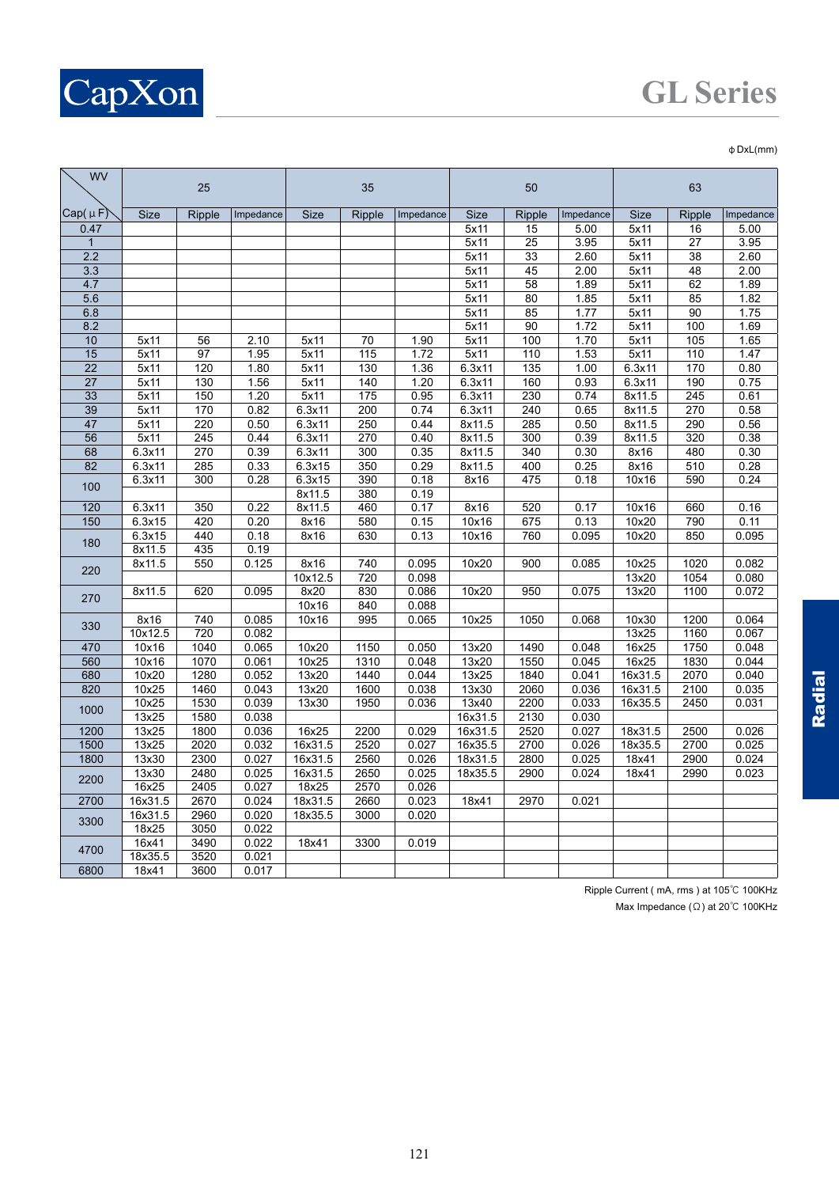# CapXon

## GL Series

ϕ DxL(mm)

| Cap(μF) \ WV | 25 | | | 35 | | | 50 | | | 63 | | |
|---|---|---|---|---|---|---|---|---|---|---|---|---|
| | Size | Ripple | Impedance | Size | Ripple | Impedance | Size | Ripple | Impedance | Size | Ripple | Impedance |
| 0.47 | | | | | | | 5x11 | 15 | 5.00 | 5x11 | 16 | 5.00 |
| 1 | | | | | | | 5x11 | 25 | 3.95 | 5x11 | 27 | 3.95 |
| 2.2 | | | | | | | 5x11 | 33 | 2.60 | 5x11 | 38 | 2.60 |
| 3.3 | | | | | | | 5x11 | 45 | 2.00 | 5x11 | 48 | 2.00 |
| 4.7 | | | | | | | 5x11 | 58 | 1.89 | 5x11 | 62 | 1.89 |
| 5.6 | | | | | | | 5x11 | 80 | 1.85 | 5x11 | 85 | 1.82 |
| 6.8 | | | | | | | 5x11 | 85 | 1.77 | 5x11 | 90 | 1.75 |
| 8.2 | | | | | | | 5x11 | 90 | 1.72 | 5x11 | 100 | 1.69 |
| 10 | 5x11 | 56 | 2.10 | 5x11 | 70 | 1.90 | 5x11 | 100 | 1.70 | 5x11 | 105 | 1.65 |
| 15 | 5x11 | 97 | 1.95 | 5x11 | 115 | 1.72 | 5x11 | 110 | 1.53 | 5x11 | 110 | 1.47 |
| 22 | 5x11 | 120 | 1.80 | 5x11 | 130 | 1.36 | 6.3x11 | 135 | 1.00 | 6.3x11 | 170 | 0.80 |
| 27 | 5x11 | 130 | 1.56 | 5x11 | 140 | 1.20 | 6.3x11 | 160 | 0.93 | 6.3x11 | 190 | 0.75 |
| 33 | 5x11 | 150 | 1.20 | 5x11 | 175 | 0.95 | 6.3x11 | 230 | 0.74 | 8x11.5 | 245 | 0.61 |
| 39 | 5x11 | 170 | 0.82 | 6.3x11 | 200 | 0.74 | 6.3x11 | 240 | 0.65 | 8x11.5 | 270 | 0.58 |
| 47 | 5x11 | 220 | 0.50 | 6.3x11 | 250 | 0.44 | 8x11.5 | 285 | 0.50 | 8x11.5 | 290 | 0.56 |
| 56 | 5x11 | 245 | 0.44 | 6.3x11 | 270 | 0.40 | 8x11.5 | 300 | 0.39 | 8x11.5 | 320 | 0.38 |
| 68 | 6.3x11 | 270 | 0.39 | 6.3x11 | 300 | 0.35 | 8x11.5 | 340 | 0.30 | 8x16 | 480 | 0.30 |
| 82 | 6.3x11 | 285 | 0.33 | 6.3x15 | 350 | 0.29 | 8x11.5 | 400 | 0.25 | 8x16 | 510 | 0.28 |
| 100 | 6.3x11 | 300 | 0.28 | 6.3x15 | 390 | 0.18 | 8x16 | 475 | 0.18 | 10x16 | 590 | 0.24 |
| | | | | 8x11.5 | 380 | 0.19 | | | | | | |
| 120 | 6.3x11 | 350 | 0.22 | 8x11.5 | 460 | 0.17 | 8x16 | 520 | 0.17 | 10x16 | 660 | 0.16 |
| 150 | 6.3x15 | 420 | 0.20 | 8x16 | 580 | 0.15 | 10x16 | 675 | 0.13 | 10x20 | 790 | 0.11 |
| 180 | 6.3x15 | 440 | 0.18 | 8x16 | 630 | 0.13 | 10x16 | 760 | 0.095 | 10x20 | 850 | 0.095 |
| | 8x11.5 | 435 | 0.19 | | | | | | | | | |
| 220 | 8x11.5 | 550 | 0.125 | 8x16 | 740 | 0.095 | 10x20 | 900 | 0.085 | 10x25 | 1020 | 0.082 |
| | | | | 10x12.5 | 720 | 0.098 | | | | 13x20 | 1054 | 0.080 |
| 270 | 8x11.5 | 620 | 0.095 | 8x20 | 830 | 0.086 | 10x20 | 950 | 0.075 | 13x20 | 1100 | 0.072 |
| | | | | 10x16 | 840 | 0.088 | | | | | | |
| 330 | 8x16 | 740 | 0.085 | 10x16 | 995 | 0.065 | 10x25 | 1050 | 0.068 | 10x30 | 1200 | 0.064 |
| | 10x12.5 | 720 | 0.082 | | | | | | | 13x25 | 1160 | 0.067 |
| 470 | 10x16 | 1040 | 0.065 | 10x20 | 1150 | 0.050 | 13x20 | 1490 | 0.048 | 16x25 | 1750 | 0.048 |
| 560 | 10x16 | 1070 | 0.061 | 10x25 | 1310 | 0.048 | 13x20 | 1550 | 0.045 | 16x25 | 1830 | 0.044 |
| 680 | 10x20 | 1280 | 0.052 | 13x20 | 1440 | 0.044 | 13x25 | 1840 | 0.041 | 16x31.5 | 2070 | 0.040 |
| 820 | 10x25 | 1460 | 0.043 | 13x20 | 1600 | 0.038 | 13x30 | 2060 | 0.036 | 16x31.5 | 2100 | 0.035 |
| 1000 | 10x25 | 1530 | 0.039 | 13x30 | 1950 | 0.036 | 13x40 | 2200 | 0.033 | 16x35.5 | 2450 | 0.031 |
| | 13x25 | 1580 | 0.038 | | | | 16x31.5 | 2130 | 0.030 | | | |
| 1200 | 13x25 | 1800 | 0.036 | 16x25 | 2200 | 0.029 | 16x31.5 | 2520 | 0.027 | 18x31.5 | 2500 | 0.026 |
| 1500 | 13x25 | 2020 | 0.032 | 16x31.5 | 2520 | 0.027 | 16x35.5 | 2700 | 0.026 | 18x35.5 | 2700 | 0.025 |
| 1800 | 13x30 | 2300 | 0.027 | 16x31.5 | 2560 | 0.026 | 18x31.5 | 2800 | 0.025 | 18x41 | 2900 | 0.024 |
| 2200 | 13x30 | 2480 | 0.025 | 16x31.5 | 2650 | 0.025 | 18x35.5 | 2900 | 0.024 | 18x41 | 2990 | 0.023 |
| | 16x25 | 2405 | 0.027 | 18x25 | 2570 | 0.026 | | | | | | |
| 2700 | 16x31.5 | 2670 | 0.024 | 18x31.5 | 2660 | 0.023 | 18x41 | 2970 | 0.021 | | | |
| 3300 | 16x31.5 | 2960 | 0.020 | 18x35.5 | 3000 | 0.020 | | | | | | |
| | 18x25 | 3050 | 0.022 | | | | | | | | | |
| 4700 | 16x41 | 3490 | 0.022 | 18x41 | 3300 | 0.019 | | | | | | |
| | 18x35.5 | 3520 | 0.021 | | | | | | | | | |
| 6800 | 18x41 | 3600 | 0.017 | | | | | | | | | |

Ripple Current ( mA, rms ) at 105℃ 100KHz

Max Impedance (Ω) at 20℃ 100KHz

Radial